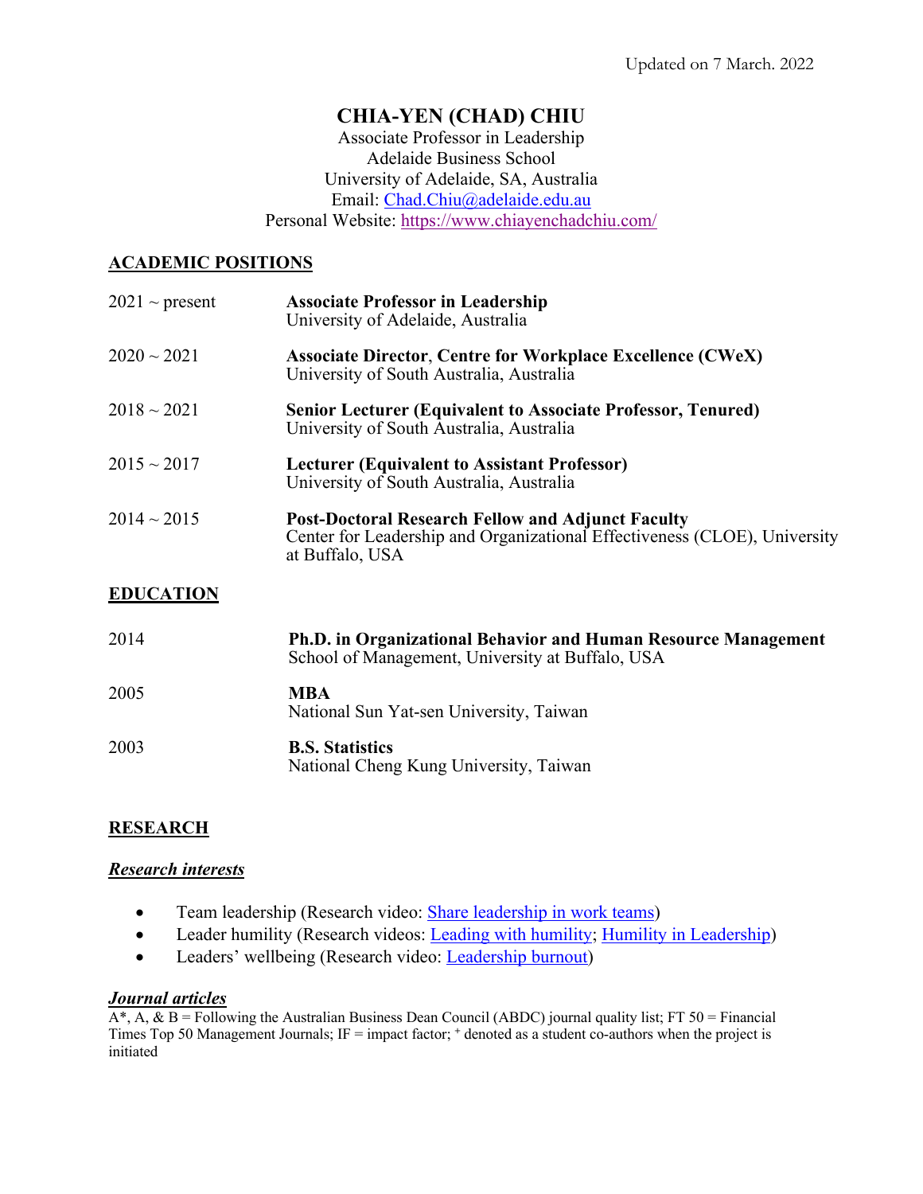Updated on 7 March. 2022

# CHIA-YEN (CHAD) CHIU

Associate Professor in Leadership
Adelaide Business School
University of Adelaide, SA, Australia
Email: [Chad.Chiu@adelaide.edu.au](mailto:Chad.Chiu@adelaide.edu.au)
Personal Website: [https://www.chiayenchadchiu.com/](https://www.chiayenchadchiu.com/)

## ACADEMIC POSITIONS

2021 ~ present — **Associate Professor in Leadership**
University of Adelaide, Australia

2020 ~ 2021 — **Associate Director, Centre for Workplace Excellence (CWeX)**
University of South Australia, Australia

2018 ~ 2021 — **Senior Lecturer (Equivalent to Associate Professor, Tenured)**
University of South Australia, Australia

2015 ~ 2017 — **Lecturer (Equivalent to Assistant Professor)**
University of South Australia, Australia

2014 ~ 2015 — **Post-Doctoral Research Fellow and Adjunct Faculty**
Center for Leadership and Organizational Effectiveness (CLOE), University at Buffalo, USA

## EDUCATION

2014 — **Ph.D. in Organizational Behavior and Human Resource Management**
School of Management, University at Buffalo, USA

2005 — **MBA**
National Sun Yat-sen University, Taiwan

2003 — **B.S. Statistics**
National Cheng Kung University, Taiwan

## RESEARCH

### *Research interests*

- Team leadership (Research video: Share leadership in work teams)
- Leader humility (Research videos: Leading with humility; Humility in Leadership)
- Leaders' wellbeing (Research video: Leadership burnout)

### *Journal articles*

A*, A, & B = Following the Australian Business Dean Council (ABDC) journal quality list; FT 50 = Financial Times Top 50 Management Journals; IF = impact factor; + denoted as a student co-authors when the project is initiated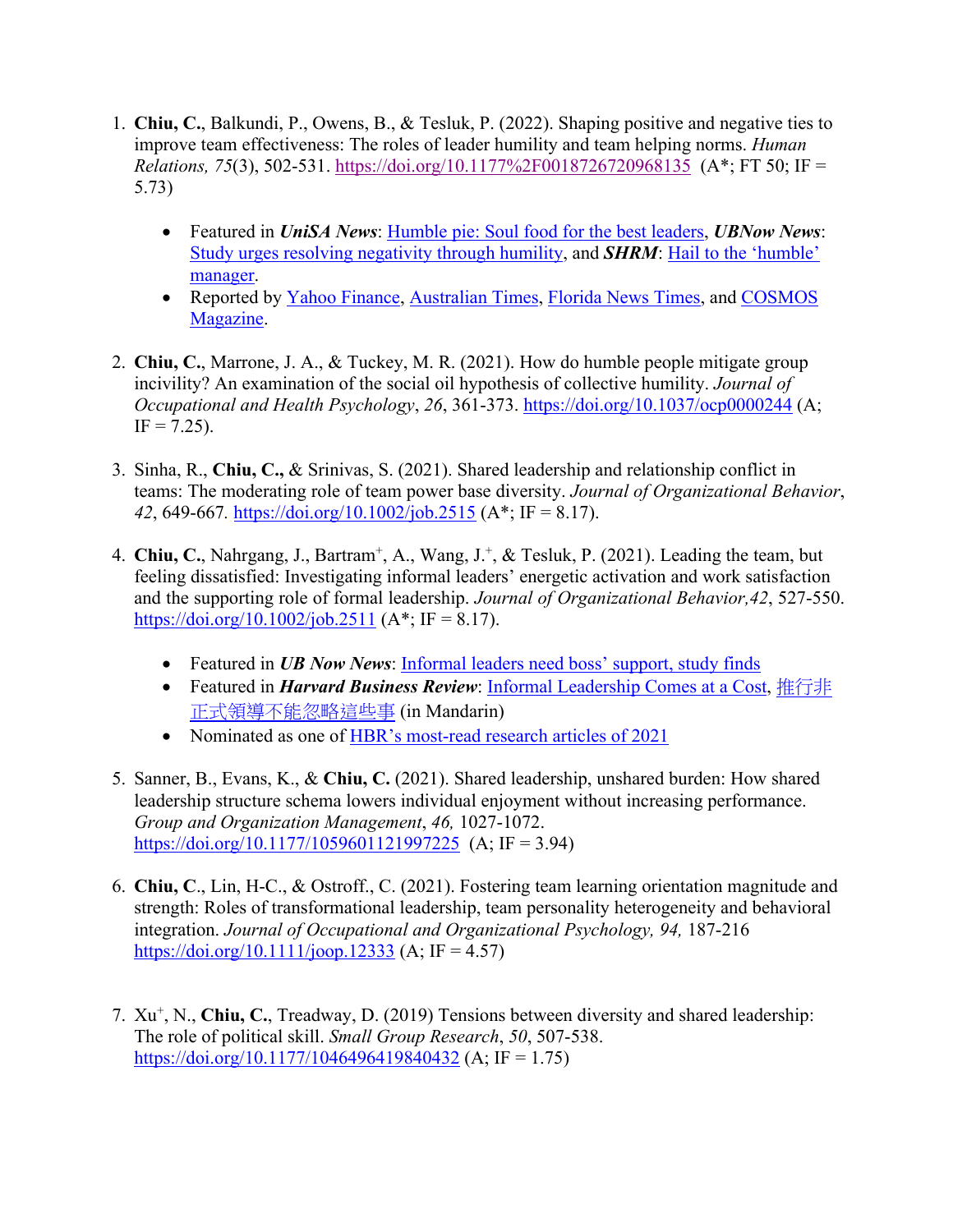1. **Chiu, C.**, Balkundi, P., Owens, B., & Tesluk, P. (2022). Shaping positive and negative ties to improve team effectiveness: The roles of leader humility and team helping norms. *Human Relations, 75*(3), 502-531. https://doi.org/10.1177%2F0018726720968135 (A*; FT 50; IF = 5.73)

    - Featured in ***UniSA News***: Humble pie: Soul food for the best leaders, ***UBNow News***: Study urges resolving negativity through humility, and ***SHRM***: Hail to the 'humble' manager.
    - Reported by Yahoo Finance, Australian Times, Florida News Times, and COSMOS Magazine.

2. **Chiu, C.**, Marrone, J. A., & Tuckey, M. R. (2021). How do humble people mitigate group incivility? An examination of the social oil hypothesis of collective humility. *Journal of Occupational and Health Psychology*, *26*, 361-373. https://doi.org/10.1037/ocp0000244 (A; IF = 7.25).

3. Sinha, R., **Chiu, C.,** & Srinivas, S. (2021). Shared leadership and relationship conflict in teams: The moderating role of team power base diversity. *Journal of Organizational Behavior*, *42*, 649-667. https://doi.org/10.1002/job.2515 (A*; IF = 8.17).

4. **Chiu, C.**, Nahrgang, J., Bartram[+], A., Wang, J.[+], & Tesluk, P. (2021). Leading the team, but feeling dissatisfied: Investigating informal leaders' energetic activation and work satisfaction and the supporting role of formal leadership. *Journal of Organizational Behavior,42*, 527-550. https://doi.org/10.1002/job.2511 (A*; IF = 8.17).

    - Featured in ***UB Now News***: Informal leaders need boss' support, study finds
    - Featured in ***Harvard Business Review***: Informal Leadership Comes at a Cost, 推行非正式領導不能忽略這些事 (in Mandarin)
    - Nominated as one of HBR's most-read research articles of 2021

5. Sanner, B., Evans, K., & **Chiu, C.** (2021). Shared leadership, unshared burden: How shared leadership structure schema lowers individual enjoyment without increasing performance. *Group and Organization Management*, *46,* 1027-1072. https://doi.org/10.1177/1059601121997225 (A; IF = 3.94)

6. **Chiu, C**., Lin, H-C., & Ostroff., C. (2021). Fostering team learning orientation magnitude and strength: Roles of transformational leadership, team personality heterogeneity and behavioral integration. *Journal of Occupational and Organizational Psychology, 94,* 187-216 https://doi.org/10.1111/joop.12333 (A; IF = 4.57)

7. Xu[+], N., **Chiu, C.**, Treadway, D. (2019) Tensions between diversity and shared leadership: The role of political skill. *Small Group Research*, *50*, 507-538. https://doi.org/10.1177/1046496419840432 (A; IF = 1.75)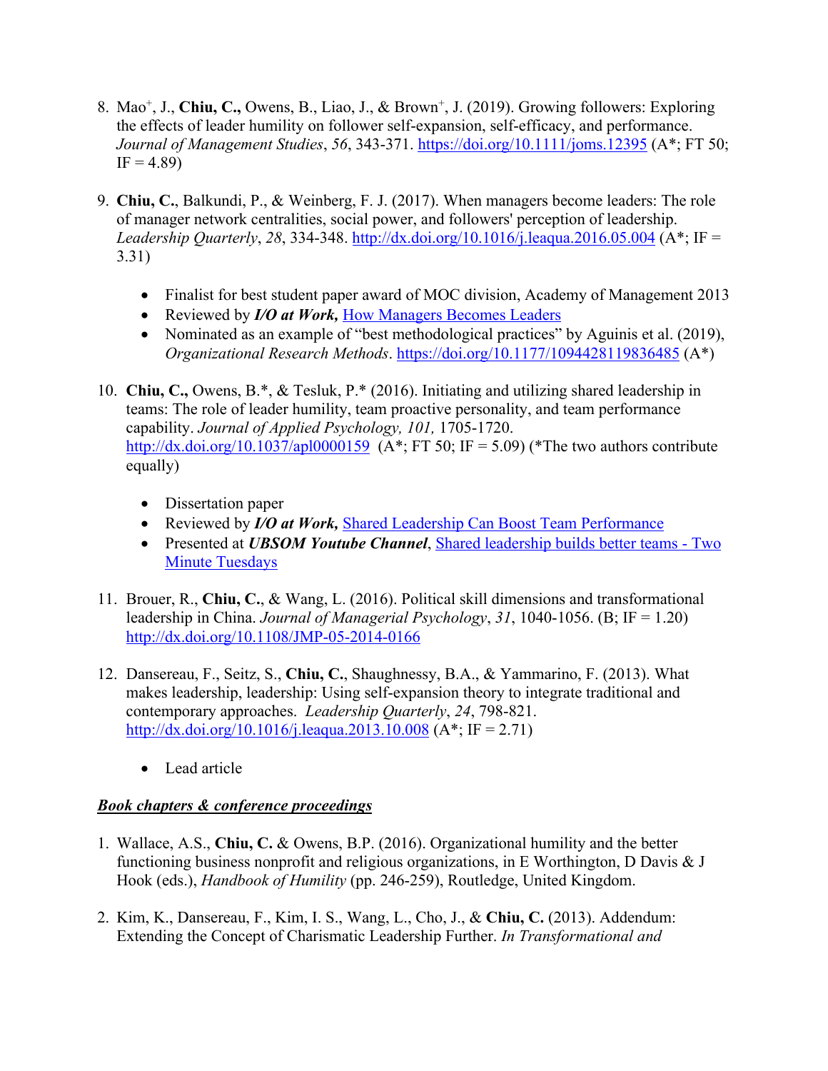8. Mao[+], J., **Chiu, C.,** Owens, B., Liao, J., & Brown[+], J. (2019). Growing followers: Exploring the effects of leader humility on follower self-expansion, self-efficacy, and performance. *Journal of Management Studies*, *56*, 343-371. [https://doi.org/10.1111/joms.12395](https://doi.org/10.1111/joms.12395) (A*; FT 50; IF = 4.89)

9. **Chiu, C.**, Balkundi, P., & Weinberg, F. J. (2017). When managers become leaders: The role of manager network centralities, social power, and followers' perception of leadership. *Leadership Quarterly*, *28*, 334-348. [http://dx.doi.org/10.1016/j.leaqua.2016.05.004](http://dx.doi.org/10.1016/j.leaqua.2016.05.004) (A*; IF = 3.31)

   - Finalist for best student paper award of MOC division, Academy of Management 2013
   - Reviewed by ***I/O at Work,*** How Managers Becomes Leaders
   - Nominated as an example of "best methodological practices" by Aguinis et al. (2019), *Organizational Research Methods*. [https://doi.org/10.1177/1094428119836485](https://doi.org/10.1177/1094428119836485) (A*)

10. **Chiu, C.,** Owens, B.*, & Tesluk, P.* (2016). Initiating and utilizing shared leadership in teams: The role of leader humility, team proactive personality, and team performance capability. *Journal of Applied Psychology, 101,* 1705-1720. [http://dx.doi.org/10.1037/apl0000159](http://dx.doi.org/10.1037/apl0000159) (A*; FT 50; IF = 5.09) (*The two authors contribute equally)

    - Dissertation paper
    - Reviewed by ***I/O at Work,*** Shared Leadership Can Boost Team Performance
    - Presented at ***UBSOM Youtube Channel***, Shared leadership builds better teams - Two Minute Tuesdays

11. Brouer, R., **Chiu, C.**, & Wang, L. (2016). Political skill dimensions and transformational leadership in China. *Journal of Managerial Psychology*, *31*, 1040-1056. (B; IF = 1.20) [http://dx.doi.org/10.1108/JMP-05-2014-0166](http://dx.doi.org/10.1108/JMP-05-2014-0166)

12. Dansereau, F., Seitz, S., **Chiu, C.**, Shaughnessy, B.A., & Yammarino, F. (2013). What makes leadership, leadership: Using self-expansion theory to integrate traditional and contemporary approaches. *Leadership Quarterly*, *24*, 798-821. [http://dx.doi.org/10.1016/j.leaqua.2013.10.008](http://dx.doi.org/10.1016/j.leaqua.2013.10.008) (A*; IF = 2.71)

    - Lead article

***Book chapters & conference proceedings***

1. Wallace, A.S., **Chiu, C.** & Owens, B.P. (2016). Organizational humility and the better functioning business nonprofit and religious organizations, in E Worthington, D Davis & J Hook (eds.), *Handbook of Humility* (pp. 246-259), Routledge, United Kingdom.

2. Kim, K., Dansereau, F., Kim, I. S., Wang, L., Cho, J., & **Chiu, C.** (2013). Addendum: Extending the Concept of Charismatic Leadership Further. *In Transformational and*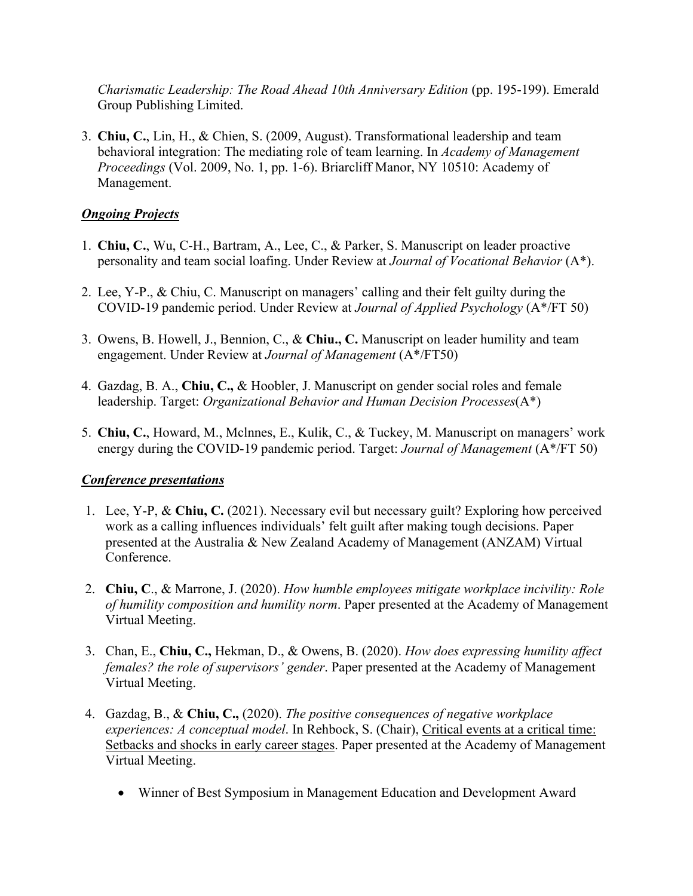*Charismatic Leadership: The Road Ahead 10th Anniversary Edition* (pp. 195-199). Emerald Group Publishing Limited.

3. **Chiu, C.**, Lin, H., & Chien, S. (2009, August). Transformational leadership and team behavioral integration: The mediating role of team learning. In *Academy of Management Proceedings* (Vol. 2009, No. 1, pp. 1-6). Briarcliff Manor, NY 10510: Academy of Management.

***Ongoing Projects***

1. **Chiu, C.**, Wu, C-H., Bartram, A., Lee, C., & Parker, S. Manuscript on leader proactive personality and team social loafing. Under Review at *Journal of Vocational Behavior* (A*).

2. Lee, Y-P., & Chiu, C. Manuscript on managers' calling and their felt guilty during the COVID-19 pandemic period. Under Review at *Journal of Applied Psychology* (A*/FT 50)

3. Owens, B. Howell, J., Bennion, C., & **Chiu., C.** Manuscript on leader humility and team engagement. Under Review at *Journal of Management* (A*/FT50)

4. Gazdag, B. A., **Chiu, C.,** & Hoobler, J. Manuscript on gender social roles and female leadership. Target: *Organizational Behavior and Human Decision Processes*(A*)

5. **Chiu, C.**, Howard, M., Mclnnes, E., Kulik, C., & Tuckey, M. Manuscript on managers' work energy during the COVID-19 pandemic period. Target: *Journal of Management* (A*/FT 50)

***Conference presentations***

1. Lee, Y-P, & **Chiu, C.** (2021). Necessary evil but necessary guilt? Exploring how perceived work as a calling influences individuals' felt guilt after making tough decisions. Paper presented at the Australia & New Zealand Academy of Management (ANZAM) Virtual Conference.

2. **Chiu, C**., & Marrone, J. (2020). *How humble employees mitigate workplace incivility: Role of humility composition and humility norm*. Paper presented at the Academy of Management Virtual Meeting.

3. Chan, E., **Chiu, C.,** Hekman, D., & Owens, B. (2020). *How does expressing humility affect females? the role of supervisors' gender*. Paper presented at the Academy of Management Virtual Meeting.

4. Gazdag, B., & **Chiu, C.,** (2020). *The positive consequences of negative workplace experiences: A conceptual model*. In Rehbock, S. (Chair), <u>Critical events at a critical time: Setbacks and shocks in early career stages</u>. Paper presented at the Academy of Management Virtual Meeting.

   - Winner of Best Symposium in Management Education and Development Award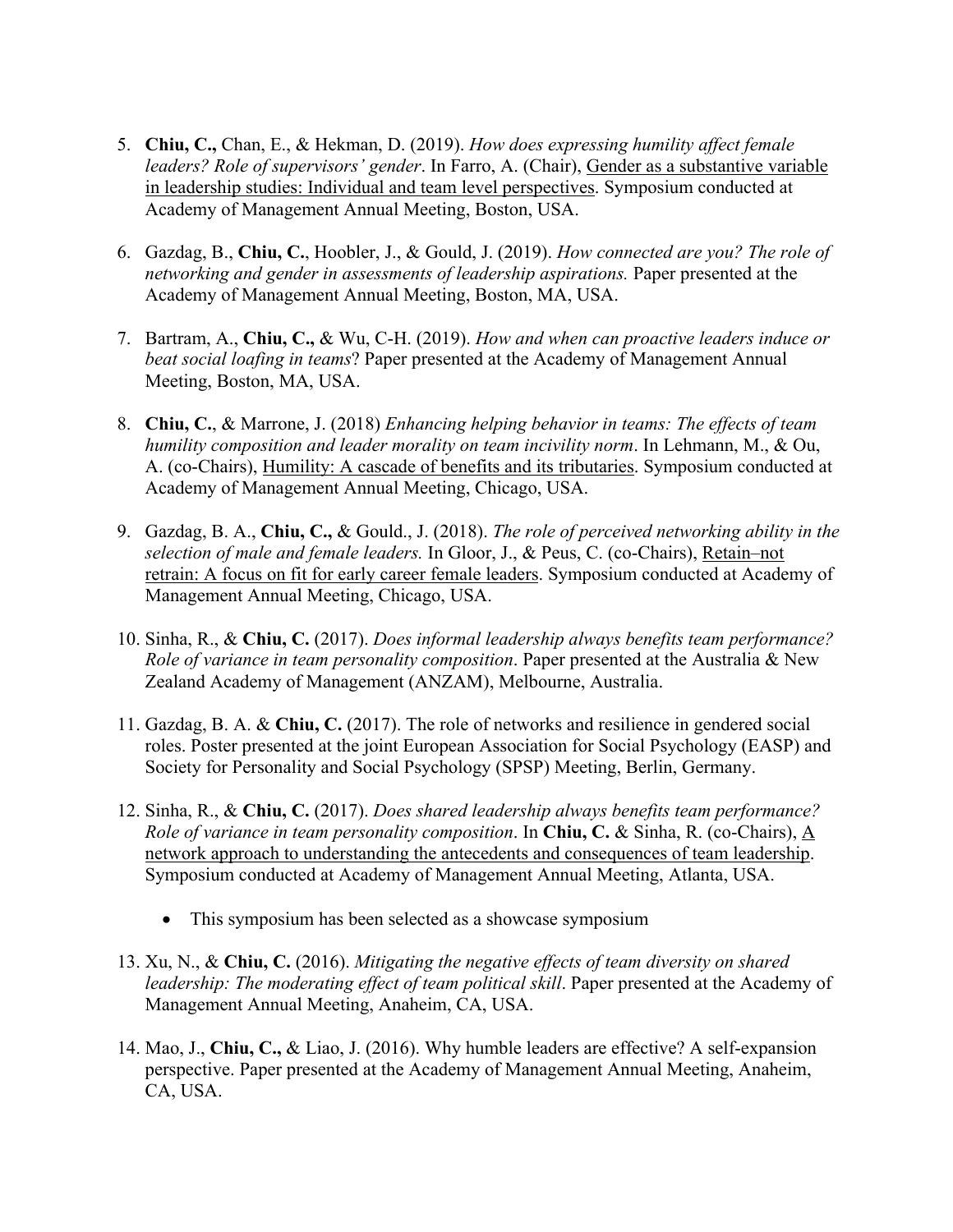5. **Chiu, C.,** Chan, E., & Hekman, D. (2019). *How does expressing humility affect female leaders? Role of supervisors' gender*. In Farro, A. (Chair), <u>Gender as a substantive variable in leadership studies: Individual and team level perspectives</u>. Symposium conducted at Academy of Management Annual Meeting, Boston, USA.

6. Gazdag, B., **Chiu, C.**, Hoobler, J., & Gould, J. (2019). *How connected are you? The role of networking and gender in assessments of leadership aspirations.* Paper presented at the Academy of Management Annual Meeting, Boston, MA, USA.

7. Bartram, A., **Chiu, C.,** & Wu, C-H. (2019). *How and when can proactive leaders induce or beat social loafing in teams*? Paper presented at the Academy of Management Annual Meeting, Boston, MA, USA.

8. **Chiu, C.**, & Marrone, J. (2018) *Enhancing helping behavior in teams: The effects of team humility composition and leader morality on team incivility norm*. In Lehmann, M., & Ou, A. (co-Chairs), <u>Humility: A cascade of benefits and its tributaries</u>. Symposium conducted at Academy of Management Annual Meeting, Chicago, USA.

9. Gazdag, B. A., **Chiu, C.,** & Gould., J. (2018). *The role of perceived networking ability in the selection of male and female leaders.* In Gloor, J., & Peus, C. (co-Chairs), <u>Retain–not retrain: A focus on fit for early career female leaders</u>. Symposium conducted at Academy of Management Annual Meeting, Chicago, USA.

10. Sinha, R., & **Chiu, C.** (2017). *Does informal leadership always benefits team performance? Role of variance in team personality composition*. Paper presented at the Australia & New Zealand Academy of Management (ANZAM), Melbourne, Australia.

11. Gazdag, B. A. & **Chiu, C.** (2017). The role of networks and resilience in gendered social roles. Poster presented at the joint European Association for Social Psychology (EASP) and Society for Personality and Social Psychology (SPSP) Meeting, Berlin, Germany.

12. Sinha, R., & **Chiu, C.** (2017). *Does shared leadership always benefits team performance? Role of variance in team personality composition*. In **Chiu, C.** & Sinha, R. (co-Chairs), <u>A network approach to understanding the antecedents and consequences of team leadership</u>. Symposium conducted at Academy of Management Annual Meeting, Atlanta, USA.

    - This symposium has been selected as a showcase symposium

13. Xu, N., & **Chiu, C.** (2016). *Mitigating the negative effects of team diversity on shared leadership: The moderating effect of team political skill*. Paper presented at the Academy of Management Annual Meeting, Anaheim, CA, USA.

14. Mao, J., **Chiu, C.,** & Liao, J. (2016). Why humble leaders are effective? A self-expansion perspective. Paper presented at the Academy of Management Annual Meeting, Anaheim, CA, USA.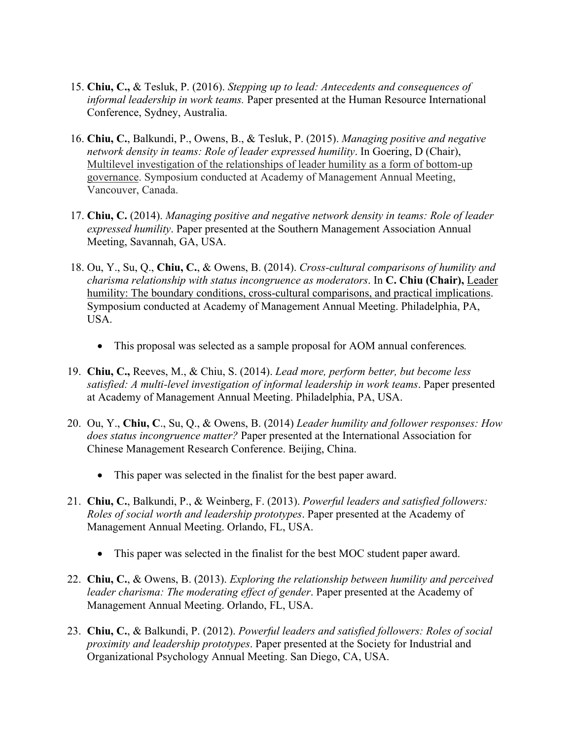15. **Chiu, C.,** & Tesluk, P. (2016). *Stepping up to lead: Antecedents and consequences of informal leadership in work teams.* Paper presented at the Human Resource International Conference, Sydney, Australia.

16. **Chiu, C.**, Balkundi, P., Owens, B., & Tesluk, P. (2015). *Managing positive and negative network density in teams: Role of leader expressed humility*. In Goering, D (Chair), <u>Multilevel investigation of the relationships of leader humility as a form of bottom-up governance</u>. Symposium conducted at Academy of Management Annual Meeting, Vancouver, Canada.

17. **Chiu, C.** (2014). *Managing positive and negative network density in teams: Role of leader expressed humility*. Paper presented at the Southern Management Association Annual Meeting, Savannah, GA, USA.

18. Ou, Y., Su, Q., **Chiu, C.**, & Owens, B. (2014). *Cross-cultural comparisons of humility and charisma relationship with status incongruence as moderators*. In **C. Chiu (Chair),** <u>Leader humility: The boundary conditions, cross-cultural comparisons, and practical implications</u>. Symposium conducted at Academy of Management Annual Meeting. Philadelphia, PA, USA.

    - This proposal was selected as a sample proposal for AOM annual conferences*.*

19. **Chiu, C.,** Reeves, M., & Chiu, S. (2014). *Lead more, perform better, but become less satisfied: A multi-level investigation of informal leadership in work teams*. Paper presented at Academy of Management Annual Meeting. Philadelphia, PA, USA.

20. Ou, Y., **Chiu, C**., Su, Q., & Owens, B. (2014) *Leader humility and follower responses: How does status incongruence matter?* Paper presented at the International Association for Chinese Management Research Conference. Beijing, China.

    - This paper was selected in the finalist for the best paper award.

21. **Chiu, C.**, Balkundi, P., & Weinberg, F. (2013). *Powerful leaders and satisfied followers: Roles of social worth and leadership prototypes*. Paper presented at the Academy of Management Annual Meeting. Orlando, FL, USA.

    - This paper was selected in the finalist for the best MOC student paper award.

22. **Chiu, C.**, & Owens, B. (2013). *Exploring the relationship between humility and perceived leader charisma: The moderating effect of gender*. Paper presented at the Academy of Management Annual Meeting. Orlando, FL, USA.

23. **Chiu, C.**, & Balkundi, P. (2012). *Powerful leaders and satisfied followers: Roles of social proximity and leadership prototypes*. Paper presented at the Society for Industrial and Organizational Psychology Annual Meeting. San Diego, CA, USA.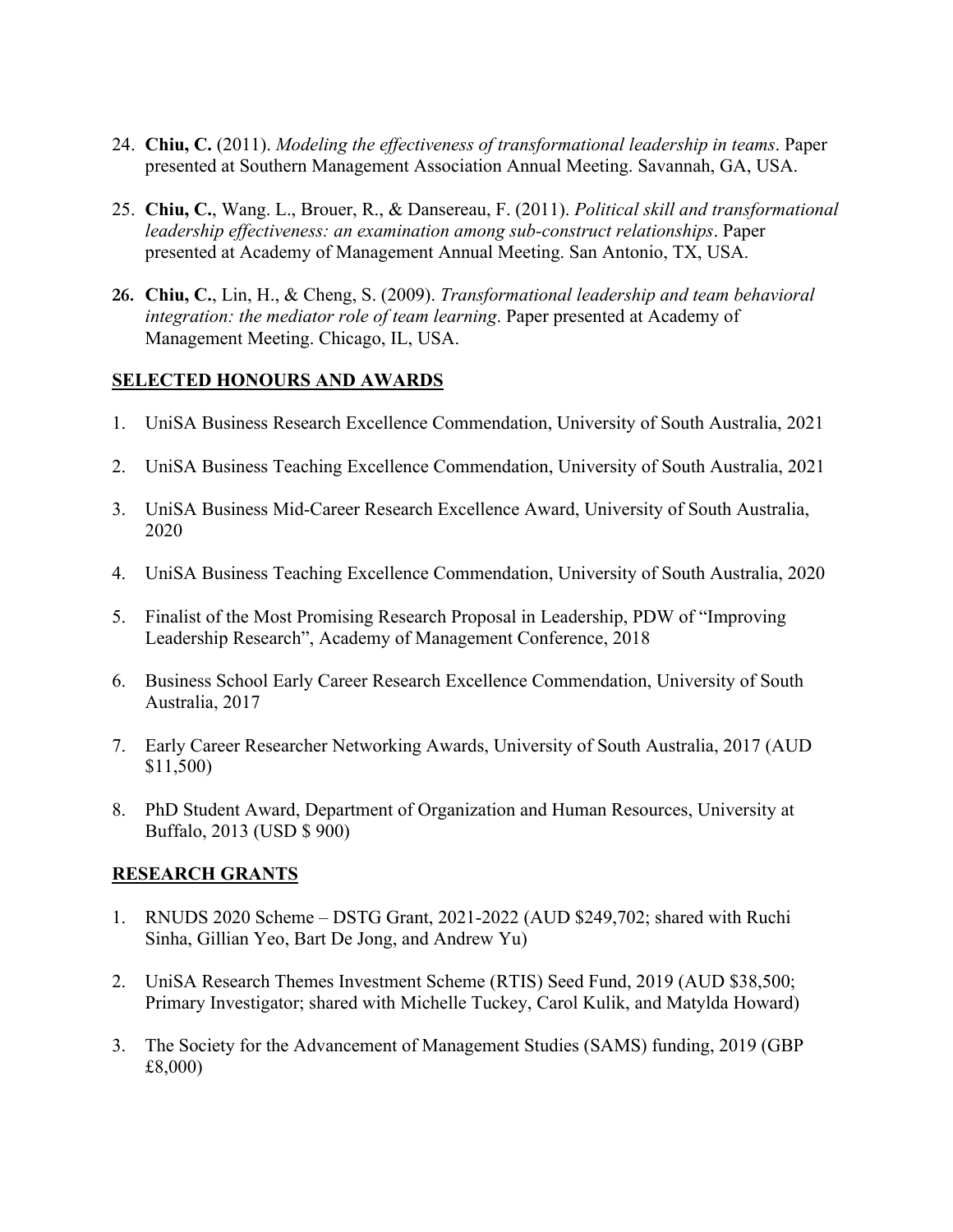24. **Chiu, C.** (2011). *Modeling the effectiveness of transformational leadership in teams*. Paper presented at Southern Management Association Annual Meeting. Savannah, GA, USA.

25. **Chiu, C.**, Wang. L., Brouer, R., & Dansereau, F. (2011). *Political skill and transformational leadership effectiveness: an examination among sub-construct relationships*. Paper presented at Academy of Management Annual Meeting. San Antonio, TX, USA.

26. **Chiu, C.**, Lin, H., & Cheng, S. (2009). *Transformational leadership and team behavioral integration: the mediator role of team learning*. Paper presented at Academy of Management Meeting. Chicago, IL, USA.

## SELECTED HONOURS AND AWARDS

1. UniSA Business Research Excellence Commendation, University of South Australia, 2021

2. UniSA Business Teaching Excellence Commendation, University of South Australia, 2021

3. UniSA Business Mid-Career Research Excellence Award, University of South Australia, 2020

4. UniSA Business Teaching Excellence Commendation, University of South Australia, 2020

5. Finalist of the Most Promising Research Proposal in Leadership, PDW of "Improving Leadership Research", Academy of Management Conference, 2018

6. Business School Early Career Research Excellence Commendation, University of South Australia, 2017

7. Early Career Researcher Networking Awards, University of South Australia, 2017 (AUD $11,500)

8. PhD Student Award, Department of Organization and Human Resources, University at Buffalo, 2013 (USD $ 900)

## RESEARCH GRANTS

1. RNUDS 2020 Scheme – DSTG Grant, 2021-2022 (AUD $249,702; shared with Ruchi Sinha, Gillian Yeo, Bart De Jong, and Andrew Yu)

2. UniSA Research Themes Investment Scheme (RTIS) Seed Fund, 2019 (AUD $38,500; Primary Investigator; shared with Michelle Tuckey, Carol Kulik, and Matylda Howard)

3. The Society for the Advancement of Management Studies (SAMS) funding, 2019 (GBP £8,000)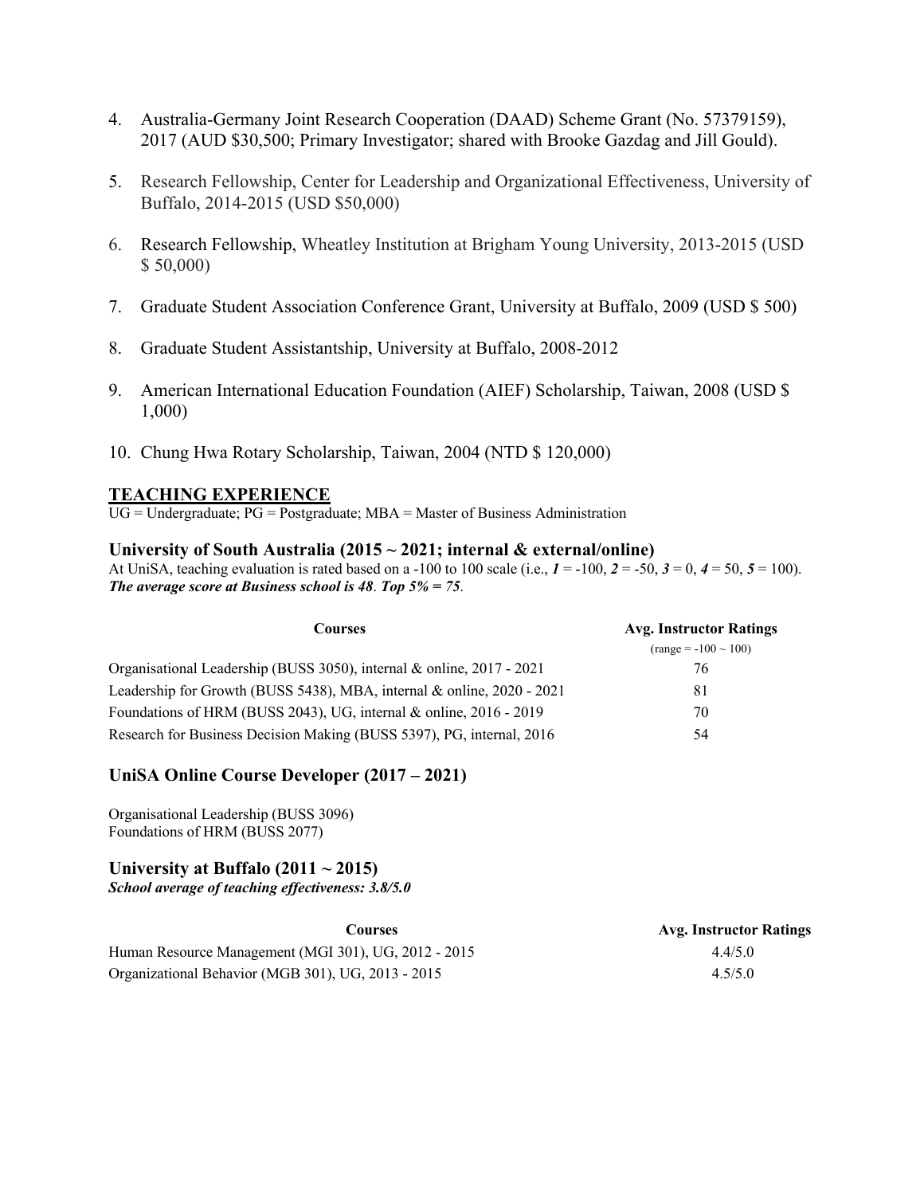4. Australia-Germany Joint Research Cooperation (DAAD) Scheme Grant (No. 57379159), 2017 (AUD $30,500; Primary Investigator; shared with Brooke Gazdag and Jill Gould).

5. Research Fellowship, Center for Leadership and Organizational Effectiveness, University of Buffalo, 2014-2015 (USD $50,000)

6. Research Fellowship, Wheatley Institution at Brigham Young University, 2013-2015 (USD $ 50,000)

7. Graduate Student Association Conference Grant, University at Buffalo, 2009 (USD $ 500)

8. Graduate Student Assistantship, University at Buffalo, 2008-2012

9. American International Education Foundation (AIEF) Scholarship, Taiwan, 2008 (USD $ 1,000)

10. Chung Hwa Rotary Scholarship, Taiwan, 2004 (NTD $ 120,000)

## TEACHING EXPERIENCE

UG = Undergraduate; PG = Postgraduate; MBA = Master of Business Administration

### University of South Australia (2015 ~ 2021; internal & external/online)

At UniSA, teaching evaluation is rated based on a -100 to 100 scale (i.e., ***1*** = -100, ***2*** = -50, ***3*** = 0, ***4*** = 50, ***5*** = 100). ***The average score at Business school is 48. Top 5% = 75.***

| Courses | Avg. Instructor Ratings (range = -100 ~ 100) |
|---|---|
| Organisational Leadership (BUSS 3050), internal & online, 2017 - 2021 | 76 |
| Leadership for Growth (BUSS 5438), MBA, internal & online, 2020 - 2021 | 81 |
| Foundations of HRM (BUSS 2043), UG, internal & online, 2016 - 2019 | 70 |
| Research for Business Decision Making (BUSS 5397), PG, internal, 2016 | 54 |

### UniSA Online Course Developer (2017 – 2021)

Organisational Leadership (BUSS 3096)
Foundations of HRM (BUSS 2077)

### University at Buffalo (2011 ~ 2015)

***School average of teaching effectiveness: 3.8/5.0***

| Courses | Avg. Instructor Ratings |
|---|---|
| Human Resource Management (MGI 301), UG, 2012 - 2015 | 4.4/5.0 |
| Organizational Behavior (MGB 301), UG, 2013 - 2015 | 4.5/5.0 |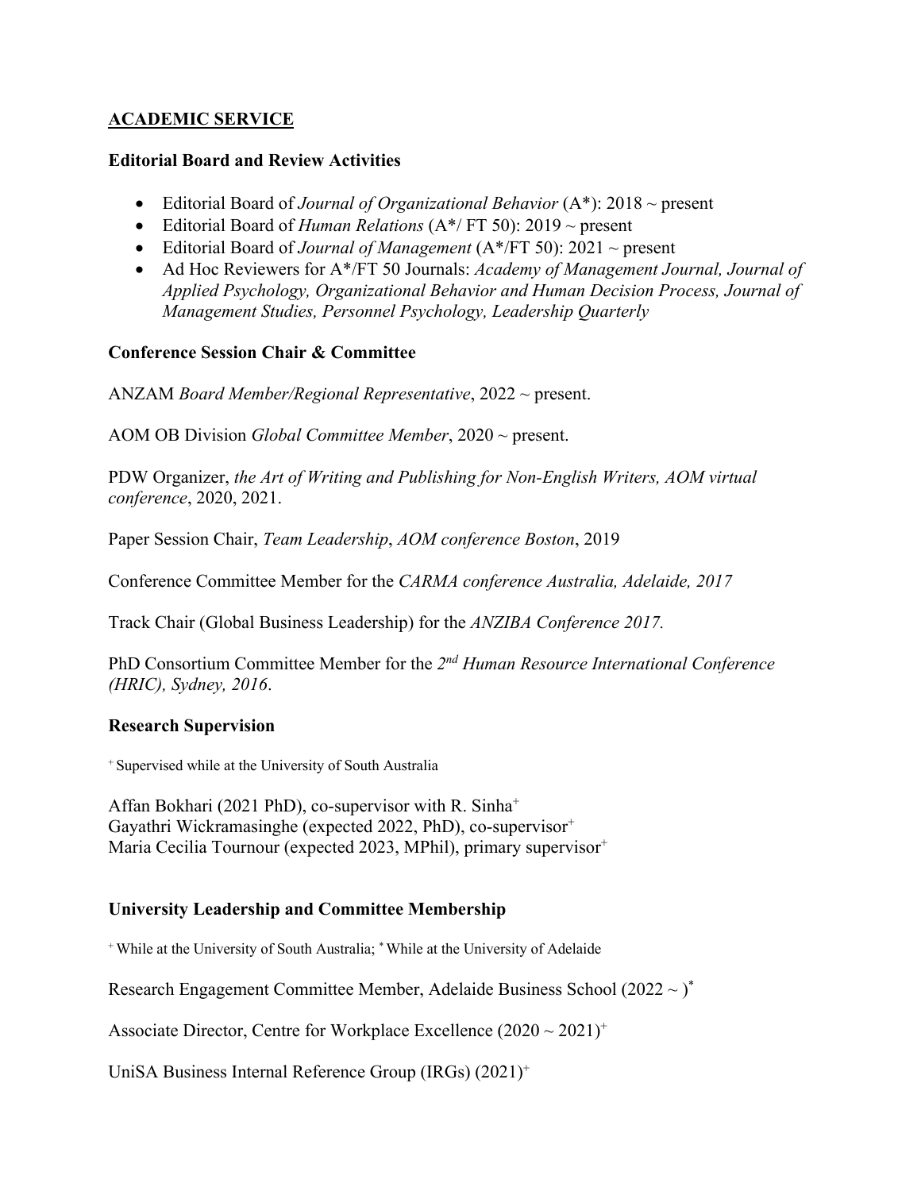## ACADEMIC SERVICE

### Editorial Board and Review Activities

- Editorial Board of *Journal of Organizational Behavior* (A*): 2018 ~ present
- Editorial Board of *Human Relations* (A*/ FT 50): 2019 ~ present
- Editorial Board of *Journal of Management* (A*/FT 50): 2021 ~ present
- Ad Hoc Reviewers for A*/FT 50 Journals: *Academy of Management Journal, Journal of Applied Psychology, Organizational Behavior and Human Decision Process, Journal of Management Studies, Personnel Psychology, Leadership Quarterly*

### Conference Session Chair & Committee

ANZAM *Board Member/Regional Representative*, 2022 ~ present.

AOM OB Division *Global Committee Member*, 2020 ~ present.

PDW Organizer, *the Art of Writing and Publishing for Non-English Writers, AOM virtual conference*, 2020, 2021.

Paper Session Chair, *Team Leadership*, *AOM conference Boston*, 2019

Conference Committee Member for the *CARMA conference Australia, Adelaide, 2017*

Track Chair (Global Business Leadership) for the *ANZIBA Conference 2017.*

PhD Consortium Committee Member for the *2nd Human Resource International Conference (HRIC), Sydney, 2016*.

### Research Supervision

[+] Supervised while at the University of South Australia

Affan Bokhari (2021 PhD), co-supervisor with R. Sinha[+]
Gayathri Wickramasinghe (expected 2022, PhD), co-supervisor[+]
Maria Cecilia Tournour (expected 2023, MPhil), primary supervisor[+]

### University Leadership and Committee Membership

[+] While at the University of South Australia; [*] While at the University of Adelaide

Research Engagement Committee Member, Adelaide Business School (2022 ~ )[*]

Associate Director, Centre for Workplace Excellence (2020 ~ 2021)[+]

UniSA Business Internal Reference Group (IRGs) (2021)[+]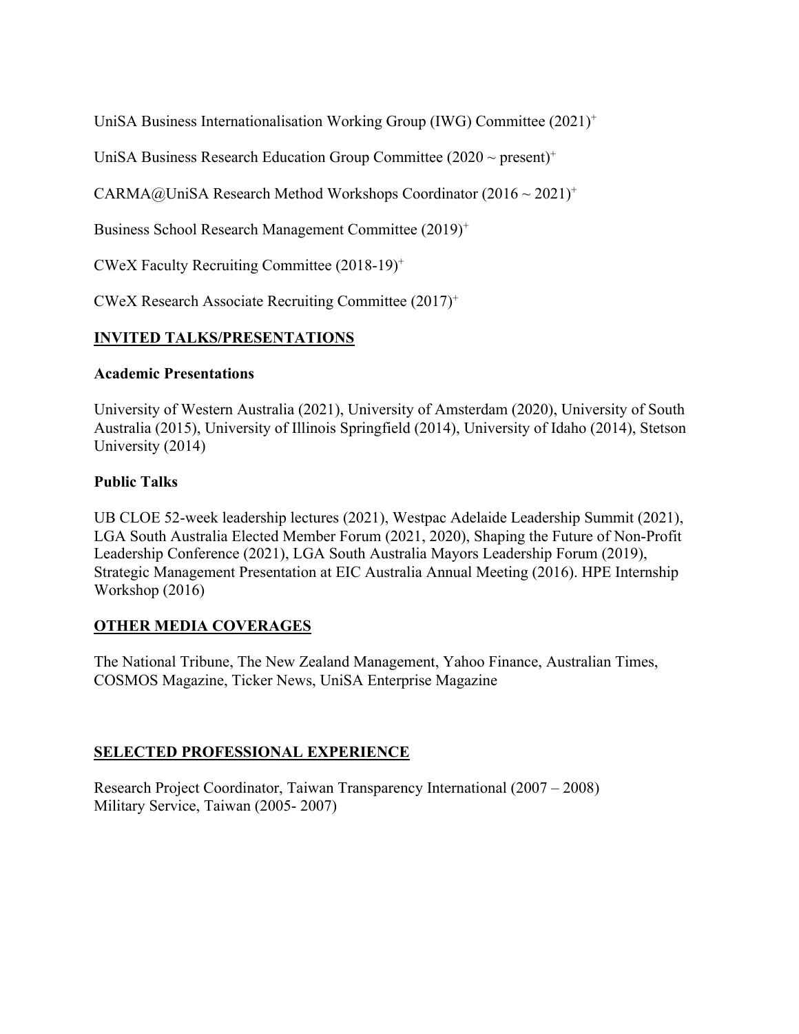UniSA Business Internationalisation Working Group (IWG) Committee (2021)[+]

UniSA Business Research Education Group Committee (2020 ~ present)[+]

CARMA@UniSA Research Method Workshops Coordinator (2016 ~ 2021)[+]

Business School Research Management Committee (2019)[+]

CWeX Faculty Recruiting Committee (2018-19)[+]

CWeX Research Associate Recruiting Committee (2017)[+]

## INVITED TALKS/PRESENTATIONS

### Academic Presentations

University of Western Australia (2021), University of Amsterdam (2020), University of South Australia (2015), University of Illinois Springfield (2014), University of Idaho (2014), Stetson University (2014)

### Public Talks

UB CLOE 52-week leadership lectures (2021), Westpac Adelaide Leadership Summit (2021), LGA South Australia Elected Member Forum (2021, 2020), Shaping the Future of Non-Profit Leadership Conference (2021), LGA South Australia Mayors Leadership Forum (2019), Strategic Management Presentation at EIC Australia Annual Meeting (2016). HPE Internship Workshop (2016)

## OTHER MEDIA COVERAGES

The National Tribune, The New Zealand Management, Yahoo Finance, Australian Times, COSMOS Magazine, Ticker News, UniSA Enterprise Magazine

## SELECTED PROFESSIONAL EXPERIENCE

Research Project Coordinator, Taiwan Transparency International (2007 – 2008)
Military Service, Taiwan (2005- 2007)